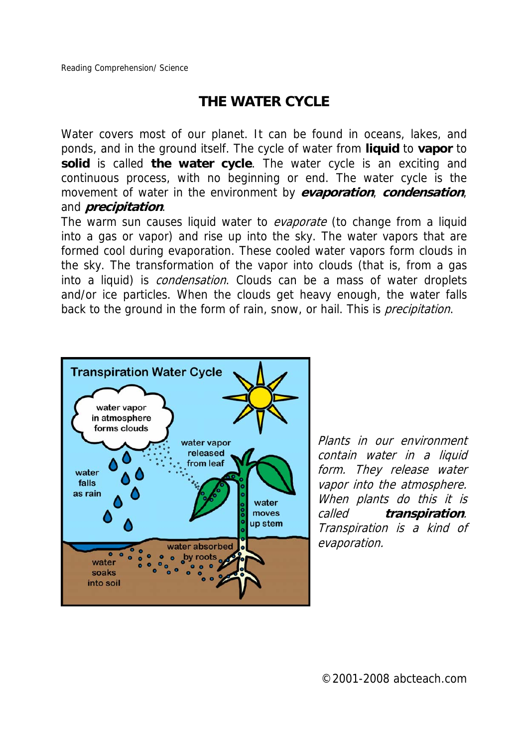# THE WATER CYCLE

Water covers most of our planet. It can be found in oceans, lakes, and ponds, and in the ground itself. The cycle of water from **liquid** to **vapor** to **solid** is called **the water cycle**. The water cycle is an exciting and continuous process, with no beginning or end. The water cycle is the movement of water in the environment by ***evaporation***, ***condensation***, and ***precipitation***.

The warm sun causes liquid water to *evaporate* (to change from a liquid into a gas or vapor) and rise up into the sky. The water vapors that are formed cool during evaporation. These cooled water vapors form clouds in the sky. The transformation of the vapor into clouds (that is, from a gas into a liquid) is *condensation*. Clouds can be a mass of water droplets and/or ice particles. When the clouds get heavy enough, the water falls back to the ground in the form of rain, snow, or hail. This is *precipitation*.

Transpiration Water Cycle

water vapor in atmosphere forms clouds

water vapor released from leaf

water falls as rain

water moves up stem

water absorbed by roots

water soaks into soil

*Plants in our environment contain water in a liquid form. They release water vapor into the atmosphere. When plants do this it is called* ***transpiration****. Transpiration is a kind of evaporation.*

©2001-2008 abcteach.com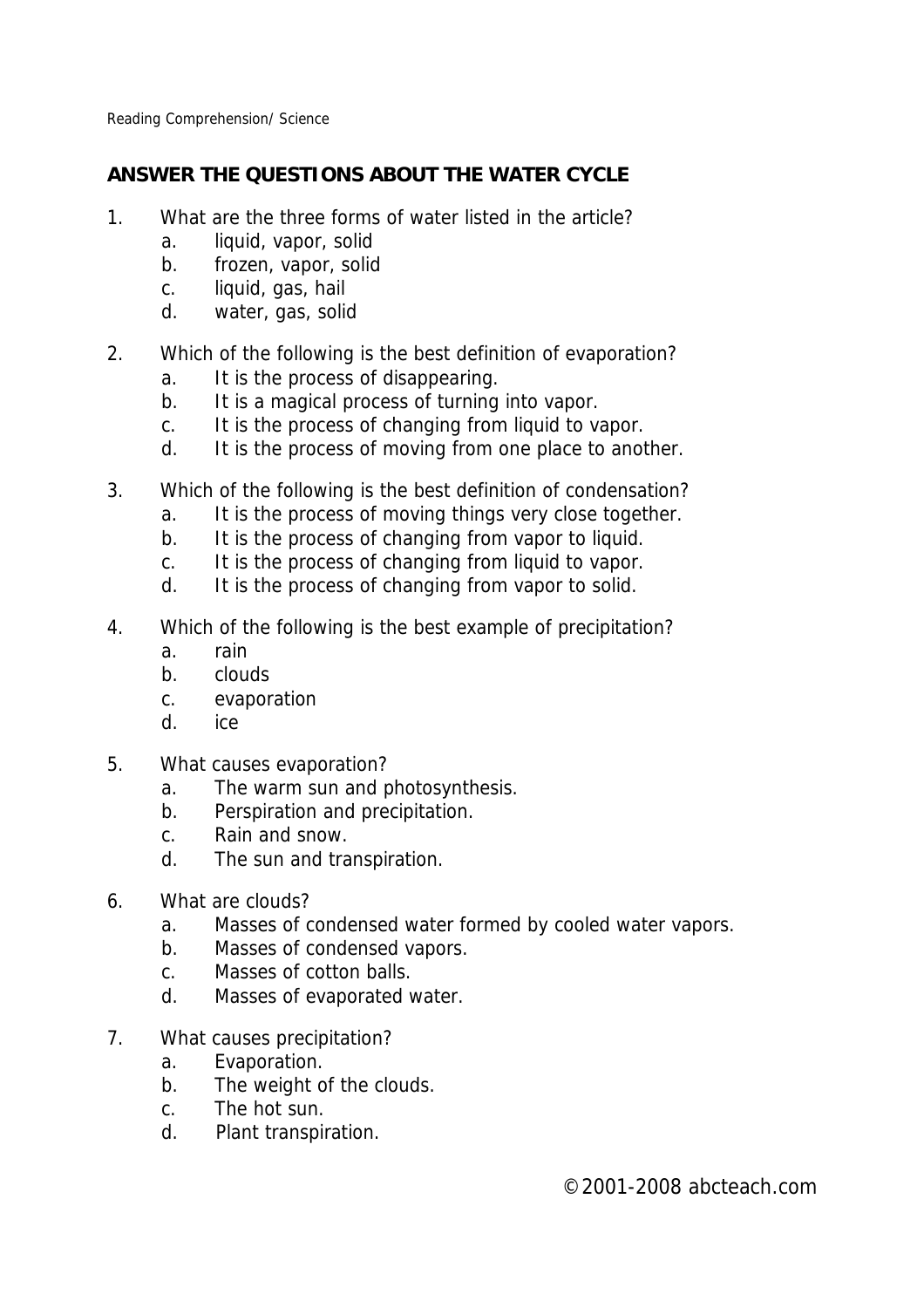Reading Comprehension/ Science

## ANSWER THE QUESTIONS ABOUT THE WATER CYCLE

1. What are the three forms of water listed in the article?
   a. liquid, vapor, solid
   b. frozen, vapor, solid
   c. liquid, gas, hail
   d. water, gas, solid

2. Which of the following is the best definition of evaporation?
   a. It is the process of disappearing.
   b. It is a magical process of turning into vapor.
   c. It is the process of changing from liquid to vapor.
   d. It is the process of moving from one place to another.

3. Which of the following is the best definition of condensation?
   a. It is the process of moving things very close together.
   b. It is the process of changing from vapor to liquid.
   c. It is the process of changing from liquid to vapor.
   d. It is the process of changing from vapor to solid.

4. Which of the following is the best example of precipitation?
   a. rain
   b. clouds
   c. evaporation
   d. ice

5. What causes evaporation?
   a. The warm sun and photosynthesis.
   b. Perspiration and precipitation.
   c. Rain and snow.
   d. The sun and transpiration.

6. What are clouds?
   a. Masses of condensed water formed by cooled water vapors.
   b. Masses of condensed vapors.
   c. Masses of cotton balls.
   d. Masses of evaporated water.

7. What causes precipitation?
   a. Evaporation.
   b. The weight of the clouds.
   c. The hot sun.
   d. Plant transpiration.

©2001-2008 abcteach.com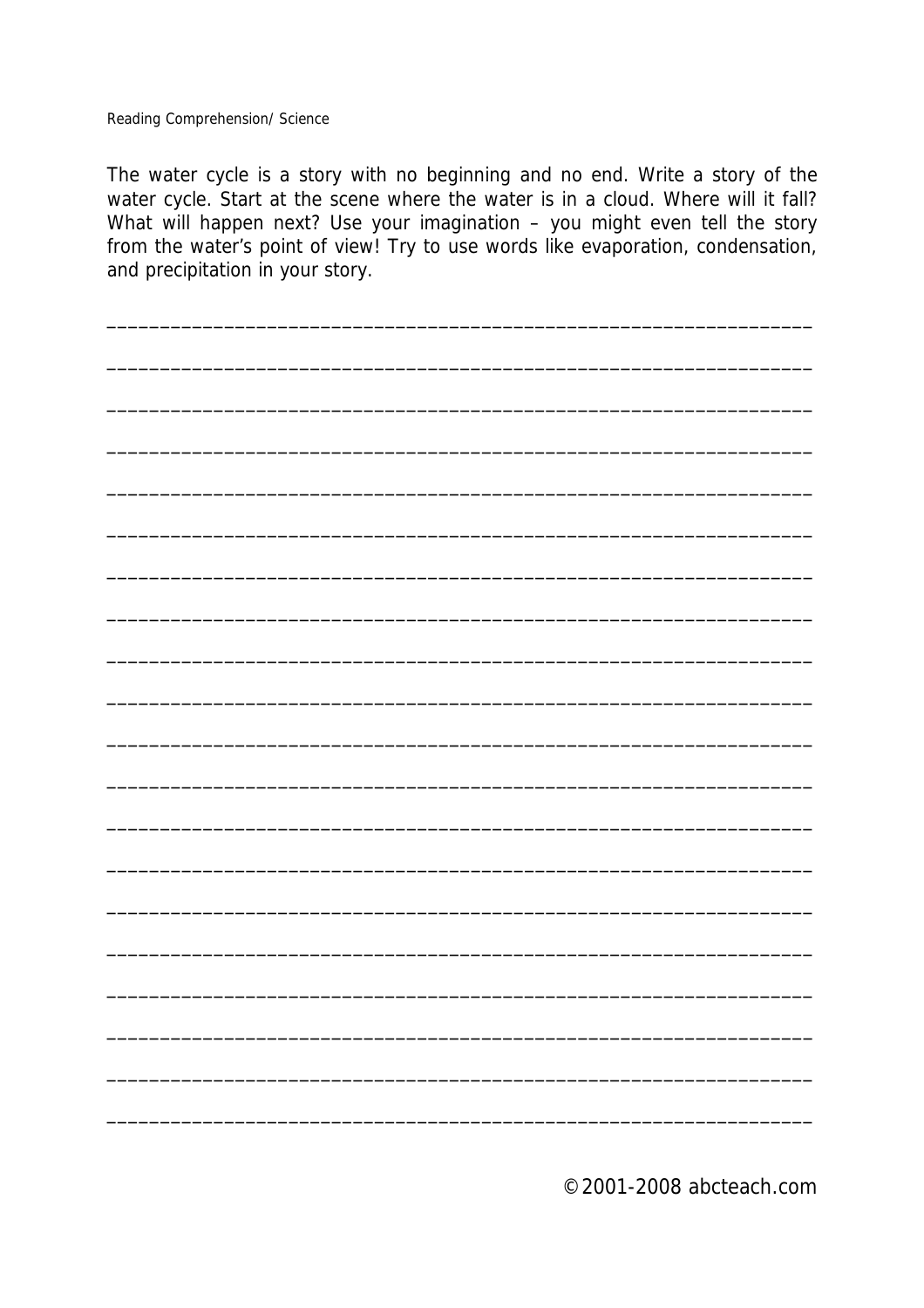Reading Comprehension/ Science

The water cycle is a story with no beginning and no end. Write a story of the water cycle. Start at the scene where the water is in a cloud. Where will it fall? What will happen next? Use your imagination – you might even tell the story from the water's point of view! Try to use words like evaporation, condensation, and precipitation in your story.

____________________________________________________________________

____________________________________________________________________

____________________________________________________________________

____________________________________________________________________

____________________________________________________________________

____________________________________________________________________

____________________________________________________________________

____________________________________________________________________

____________________________________________________________________

____________________________________________________________________

____________________________________________________________________

____________________________________________________________________

____________________________________________________________________

____________________________________________________________________

____________________________________________________________________

____________________________________________________________________

____________________________________________________________________

____________________________________________________________________

____________________________________________________________________

____________________________________________________________________

© 2001-2008 abcteach.com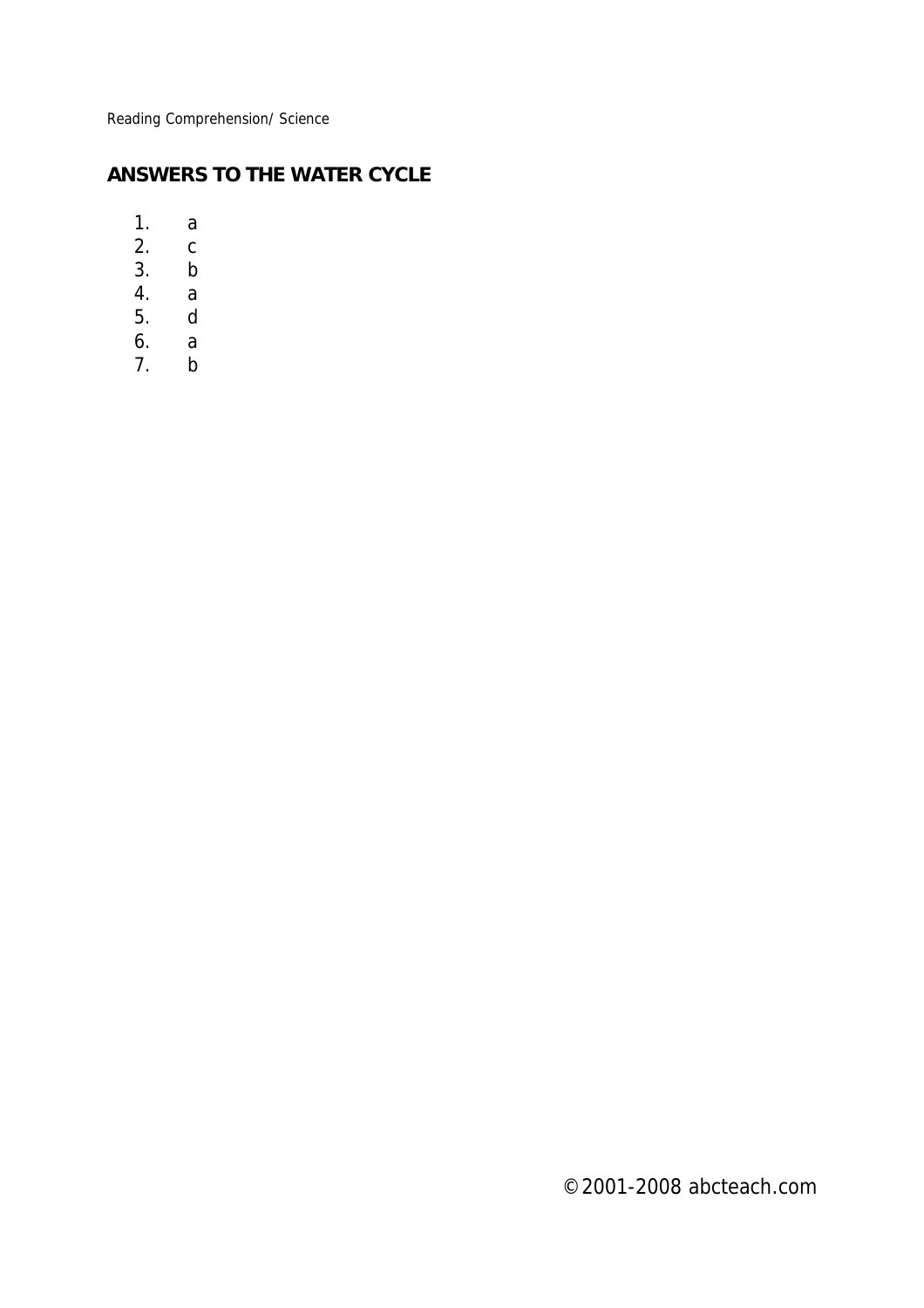Reading Comprehension/ Science

## ANSWERS TO THE WATER CYCLE

1. a
2. c
3. b
4. a
5. d
6. a
7. b

© 2001-2008 abcteach.com